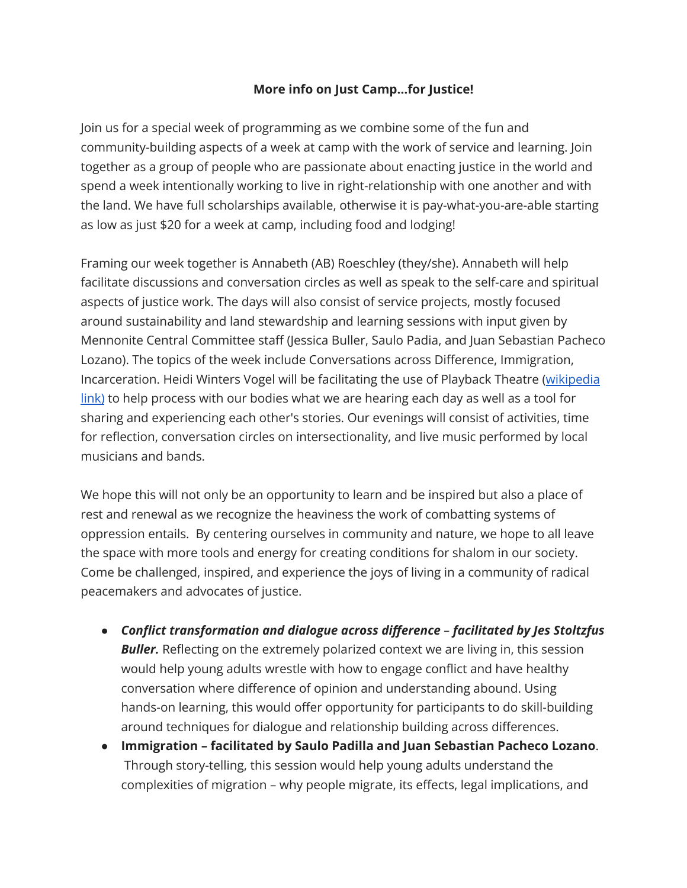**More info on Just Camp…for Justice!**

Join us for a special week of programming as we combine some of the fun and community-building aspects of a week at camp with the work of service and learning. Join together as a group of people who are passionate about enacting justice in the world and spend a week intentionally working to live in right-relationship with one another and with the land. We have full scholarships available, otherwise it is pay-what-you-are-able starting as low as just $20 for a week at camp, including food and lodging!

Framing our week together is Annabeth (AB) Roeschley (they/she). Annabeth will help facilitate discussions and conversation circles as well as speak to the self-care and spiritual aspects of justice work. The days will also consist of service projects, mostly focused around sustainability and land stewardship and learning sessions with input given by Mennonite Central Committee staff (Jessica Buller, Saulo Padia, and Juan Sebastian Pacheco Lozano). The topics of the week include Conversations across Difference, Immigration, Incarceration. Heidi Winters Vogel will be facilitating the use of Playback Theatre (wikipedia link) to help process with our bodies what we are hearing each day as well as a tool for sharing and experiencing each other's stories. Our evenings will consist of activities, time for reflection, conversation circles on intersectionality, and live music performed by local musicians and bands.

We hope this will not only be an opportunity to learn and be inspired but also a place of rest and renewal as we recognize the heaviness the work of combatting systems of oppression entails. By centering ourselves in community and nature, we hope to all leave the space with more tools and energy for creating conditions for shalom in our society. Come be challenged, inspired, and experience the joys of living in a community of radical peacemakers and advocates of justice.

- ***Conflict transformation and dialogue across difference – facilitated by Jes Stoltzfus Buller.*** Reflecting on the extremely polarized context we are living in, this session would help young adults wrestle with how to engage conflict and have healthy conversation where difference of opinion and understanding abound. Using hands-on learning, this would offer opportunity for participants to do skill-building around techniques for dialogue and relationship building across differences.
- **Immigration – facilitated by Saulo Padilla and Juan Sebastian Pacheco Lozano**. Through story-telling, this session would help young adults understand the complexities of migration – why people migrate, its effects, legal implications, and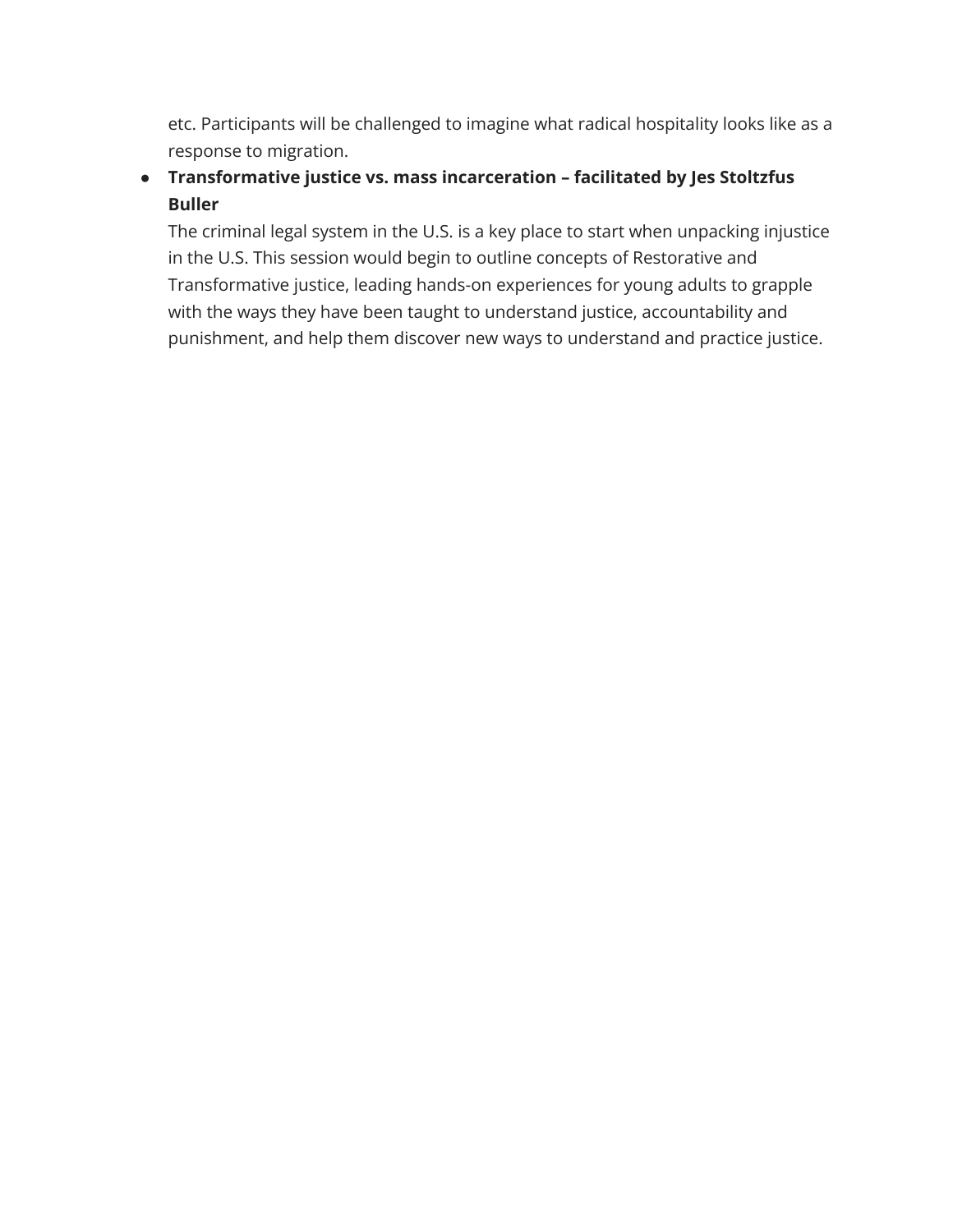etc. Participants will be challenged to imagine what radical hospitality looks like as a response to migration.

- **Transformative justice vs. mass incarceration – facilitated by Jes Stoltzfus Buller**
  The criminal legal system in the U.S. is a key place to start when unpacking injustice in the U.S. This session would begin to outline concepts of Restorative and Transformative justice, leading hands-on experiences for young adults to grapple with the ways they have been taught to understand justice, accountability and punishment, and help them discover new ways to understand and practice justice.